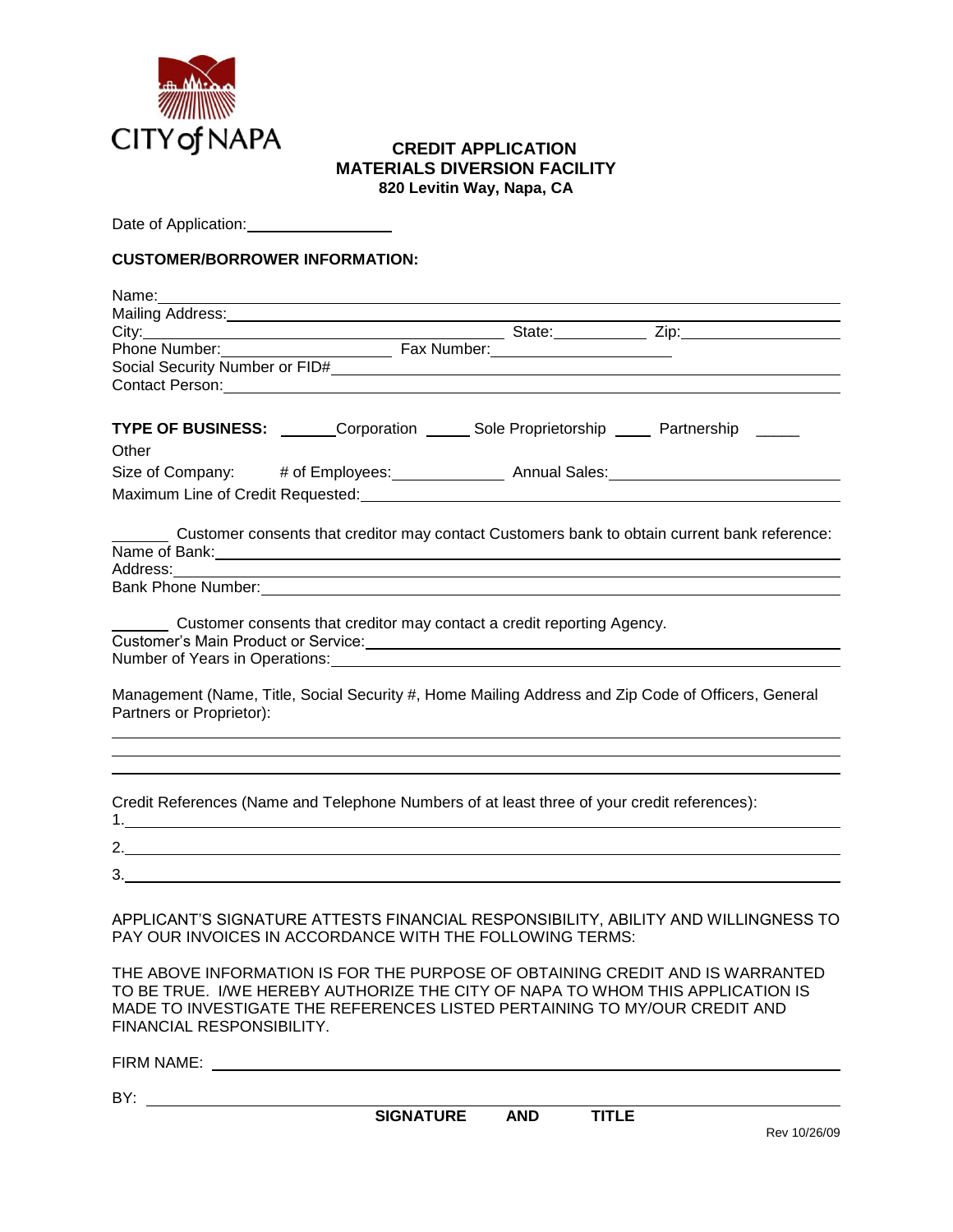CITY of NAPA

# CREDIT APPLICATION
## MATERIALS DIVERSION FACILITY
**820 Levitin Way, Napa, CA**

Date of Application: ________________

**CUSTOMER/BORROWER INFORMATION:**

Name: ______________________________________________

Mailing Address: ______________________________________________

City: ____________________ State: __________ Zip: ______________

Phone Number: ________________ Fax Number: ________________

Social Security Number or FID# ______________________________________________

Contact Person: ______________________________________________

**TYPE OF BUSINESS:** ______Corporation _____ Sole Proprietorship ____ Partnership _____ Other

Size of Company: # of Employees: ____________ Annual Sales: ____________________

Maximum Line of Credit Requested: ______________________________________________

______ Customer consents that creditor may contact Customers bank to obtain current bank reference:

Name of Bank: ______________________________________________

Address: ______________________________________________

Bank Phone Number: ______________________________________________

______ Customer consents that creditor may contact a credit reporting Agency.

Customer's Main Product or Service: ______________________________________________

Number of Years in Operations: ______________________________________________

Management (Name, Title, Social Security #, Home Mailing Address and Zip Code of Officers, General Partners or Proprietor):

______________________________________________

______________________________________________

______________________________________________

Credit References (Name and Telephone Numbers of at least three of your credit references):

1. ______________________________________________

2. ______________________________________________

3. ______________________________________________

APPLICANT'S SIGNATURE ATTESTS FINANCIAL RESPONSIBILITY, ABILITY AND WILLINGNESS TO PAY OUR INVOICES IN ACCORDANCE WITH THE FOLLOWING TERMS:

THE ABOVE INFORMATION IS FOR THE PURPOSE OF OBTAINING CREDIT AND IS WARRANTED TO BE TRUE. I/WE HEREBY AUTHORIZE THE CITY OF NAPA TO WHOM THIS APPLICATION IS MADE TO INVESTIGATE THE REFERENCES LISTED PERTAINING TO MY/OUR CREDIT AND FINANCIAL RESPONSIBILITY.

FIRM NAME: ______________________________________________

BY: ______________________________________________

**SIGNATURE AND TITLE**

Rev 10/26/09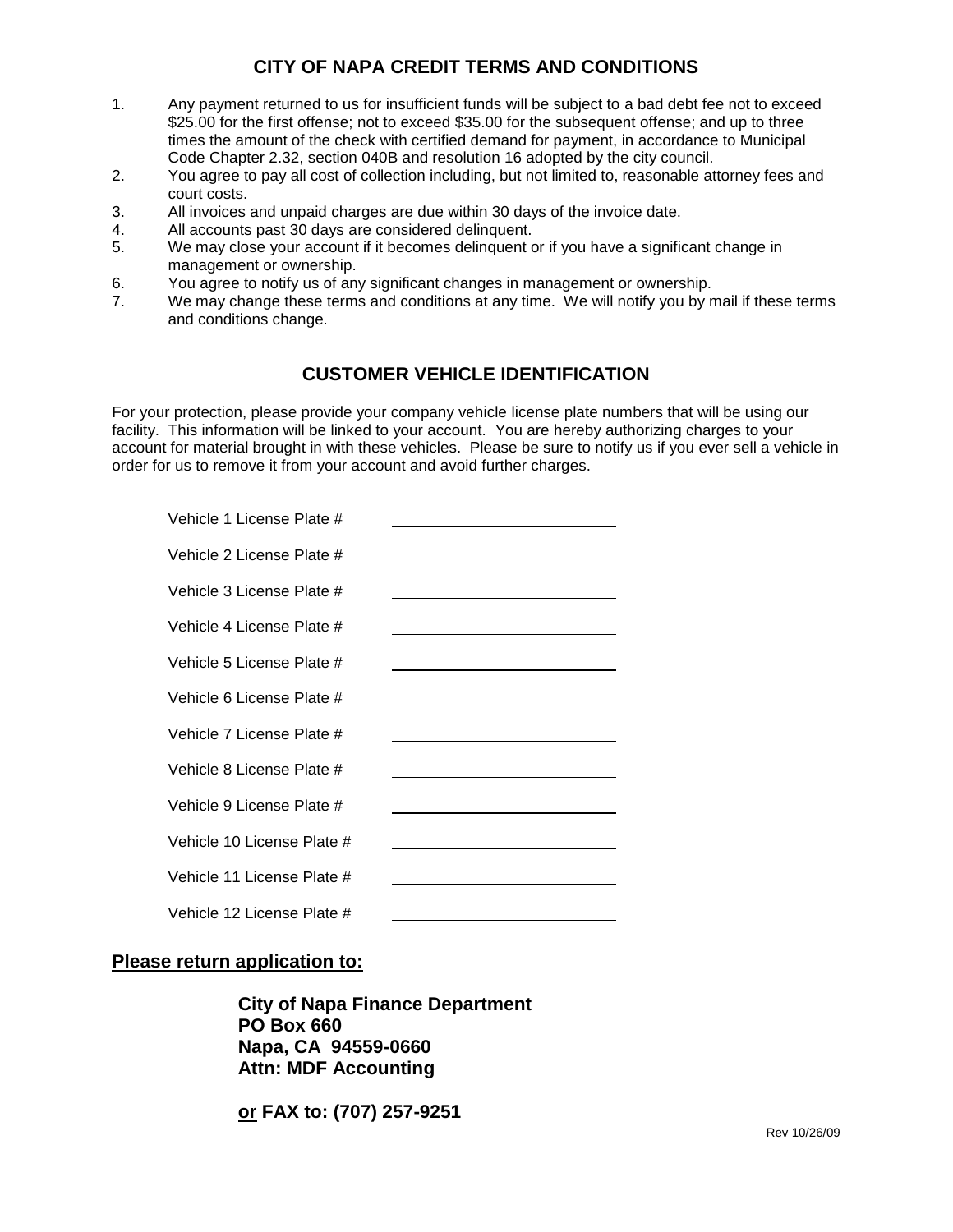## CITY OF NAPA CREDIT TERMS AND CONDITIONS

1. Any payment returned to us for insufficient funds will be subject to a bad debt fee not to exceed $25.00 for the first offense; not to exceed $35.00 for the subsequent offense; and up to three times the amount of the check with certified demand for payment, in accordance to Municipal Code Chapter 2.32, section 040B and resolution 16 adopted by the city council.
2. You agree to pay all cost of collection including, but not limited to, reasonable attorney fees and court costs.
3. All invoices and unpaid charges are due within 30 days of the invoice date.
4. All accounts past 30 days are considered delinquent.
5. We may close your account if it becomes delinquent or if you have a significant change in management or ownership.
6. You agree to notify us of any significant changes in management or ownership.
7. We may change these terms and conditions at any time. We will notify you by mail if these terms and conditions change.

## CUSTOMER VEHICLE IDENTIFICATION

For your protection, please provide your company vehicle license plate numbers that will be using our facility. This information will be linked to your account. You are hereby authorizing charges to your account for material brought in with these vehicles. Please be sure to notify us if you ever sell a vehicle in order for us to remove it from your account and avoid further charges.

Vehicle 1 License Plate # ____________________

Vehicle 2 License Plate # ____________________

Vehicle 3 License Plate # ____________________

Vehicle 4 License Plate # ____________________

Vehicle 5 License Plate # ____________________

Vehicle 6 License Plate # ____________________

Vehicle 7 License Plate # ____________________

Vehicle 8 License Plate # ____________________

Vehicle 9 License Plate # ____________________

Vehicle 10 License Plate # ____________________

Vehicle 11 License Plate # ____________________

Vehicle 12 License Plate # ____________________

**<u>Please return application to:</u>**

**City of Napa Finance Department**
**PO Box 660**
**Napa, CA 94559-0660**
**Attn: MDF Accounting**

**<u>or</u> FAX to: (707) 257-9251**

Rev 10/26/09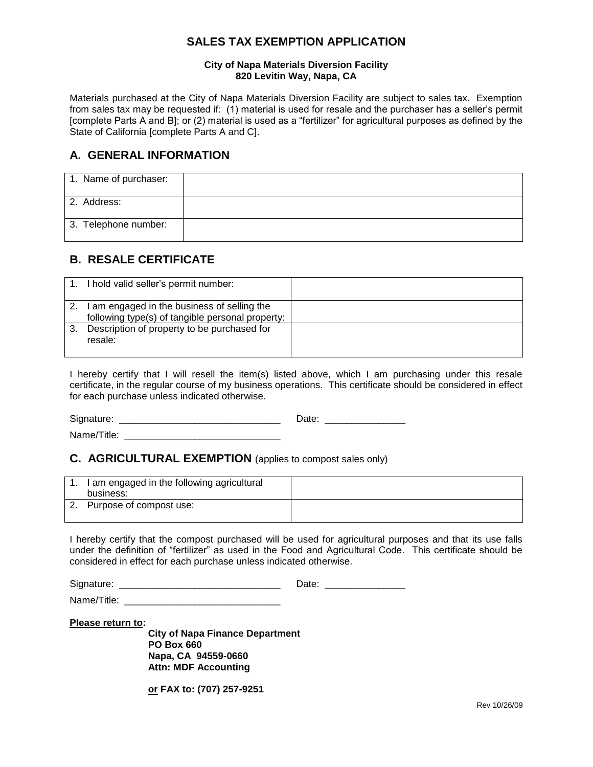# SALES TAX EXEMPTION APPLICATION

**City of Napa Materials Diversion Facility**
**820 Levitin Way, Napa, CA**

Materials purchased at the City of Napa Materials Diversion Facility are subject to sales tax. Exemption from sales tax may be requested if: (1) material is used for resale and the purchaser has a seller's permit [complete Parts A and B]; or (2) material is used as a "fertilizer" for agricultural purposes as defined by the State of California [complete Parts A and C].

## A. GENERAL INFORMATION

| | |
|---|---|
| 1. Name of purchaser: | |
| 2. Address: | |
| 3. Telephone number: | |

## B. RESALE CERTIFICATE

| | |
|---|---|
| 1. I hold valid seller's permit number: | |
| 2. I am engaged in the business of selling the following type(s) of tangible personal property: | |
| 3. Description of property to be purchased for resale: | |

I hereby certify that I will resell the item(s) listed above, which I am purchasing under this resale certificate, in the regular course of my business operations. This certificate should be considered in effect for each purchase unless indicated otherwise.

Signature: ______________________________ Date: _______________

Name/Title: ______________________________

## C. AGRICULTURAL EXEMPTION (applies to compost sales only)

| | |
|---|---|
| 1. I am engaged in the following agricultural business: | |
| 2. Purpose of compost use: | |

I hereby certify that the compost purchased will be used for agricultural purposes and that its use falls under the definition of "fertilizer" as used in the Food and Agricultural Code. This certificate should be considered in effect for each purchase unless indicated otherwise.

Signature: ______________________________ Date: _______________

Name/Title: ______________________________

**Please return to:**

**City of Napa Finance Department**
**PO Box 660**
**Napa, CA 94559-0660**
**Attn: MDF Accounting**

**or FAX to: (707) 257-9251**

Rev 10/26/09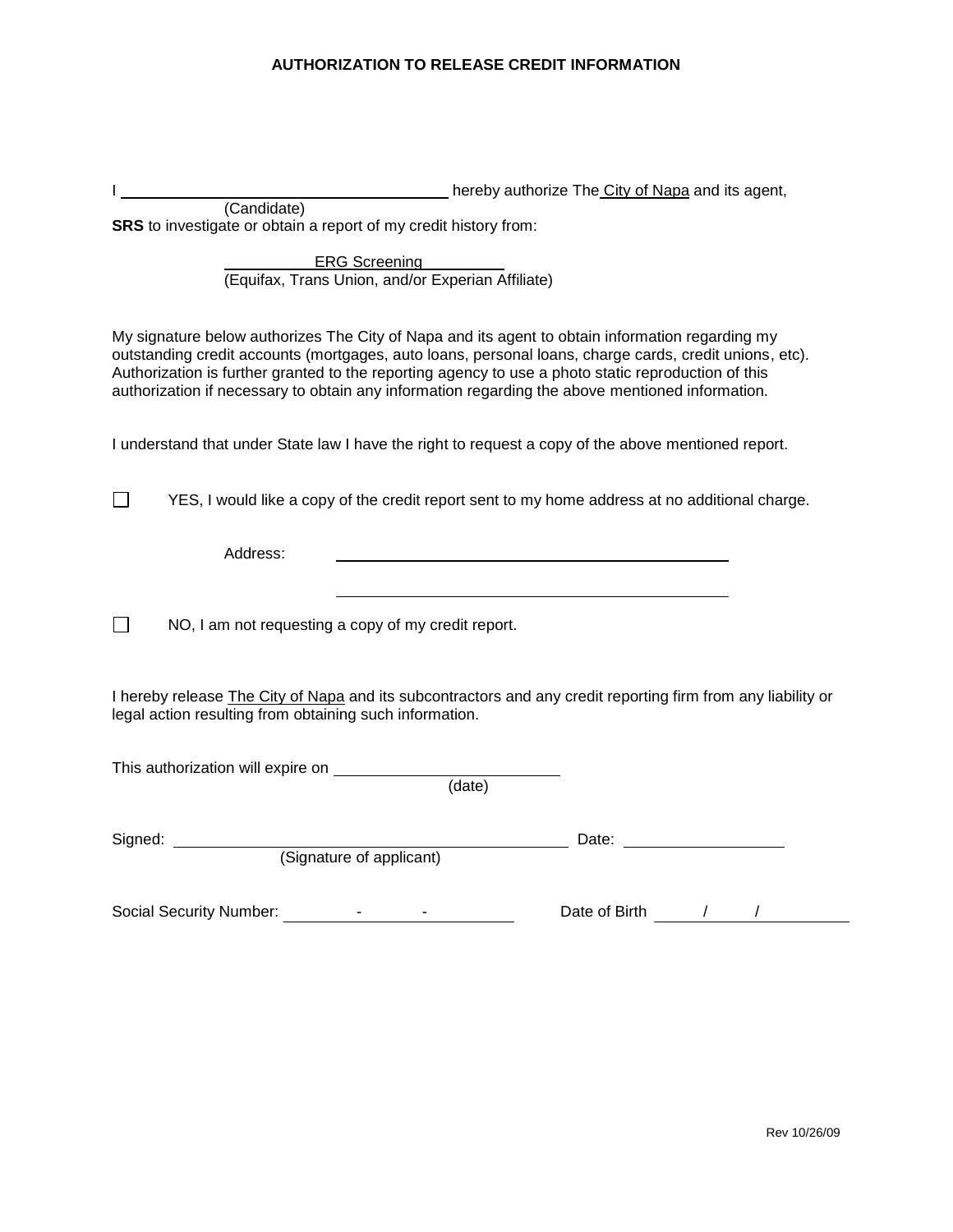**AUTHORIZATION TO RELEASE CREDIT INFORMATION**

I \_\_\_\_\_\_\_\_\_\_\_\_\_\_\_\_\_\_\_\_\_\_\_\_\_\_\_\_\_\_\_\_\_\_\_\_ hereby authorize The City of Napa and its agent,
(Candidate)
**SRS** to investigate or obtain a report of my credit history from:

ERG Screening
(Equifax, Trans Union, and/or Experian Affiliate)

My signature below authorizes The City of Napa and its agent to obtain information regarding my outstanding credit accounts (mortgages, auto loans, personal loans, charge cards, credit unions, etc). Authorization is further granted to the reporting agency to use a photo static reproduction of this authorization if necessary to obtain any information regarding the above mentioned information.

I understand that under State law I have the right to request a copy of the above mentioned report.

☐ YES, I would like a copy of the credit report sent to my home address at no additional charge.

Address: \_\_\_\_\_\_\_\_\_\_\_\_\_\_\_\_\_\_\_\_\_\_\_\_\_\_\_\_\_\_\_\_\_\_\_\_\_\_\_\_

\_\_\_\_\_\_\_\_\_\_\_\_\_\_\_\_\_\_\_\_\_\_\_\_\_\_\_\_\_\_\_\_\_\_\_\_\_\_\_\_

☐ NO, I am not requesting a copy of my credit report.

I hereby release The City of Napa and its subcontractors and any credit reporting firm from any liability or legal action resulting from obtaining such information.

This authorization will expire on \_\_\_\_\_\_\_\_\_\_\_\_\_\_\_\_\_\_\_\_\_\_\_\_
(date)

Signed: \_\_\_\_\_\_\_\_\_\_\_\_\_\_\_\_\_\_\_\_\_\_\_\_\_\_\_\_\_\_\_\_\_\_\_\_\_\_\_\_ Date: \_\_\_\_\_\_\_\_\_\_\_\_\_\_\_\_\_\_
(Signature of applicant)

Social Security Number: \_\_\_\_\_\_\_ - \_\_\_\_\_\_\_ - \_\_\_\_\_\_\_\_ Date of Birth \_\_\_\_\_ / \_\_\_\_\_ / \_\_\_\_\_\_\_\_

Rev 10/26/09